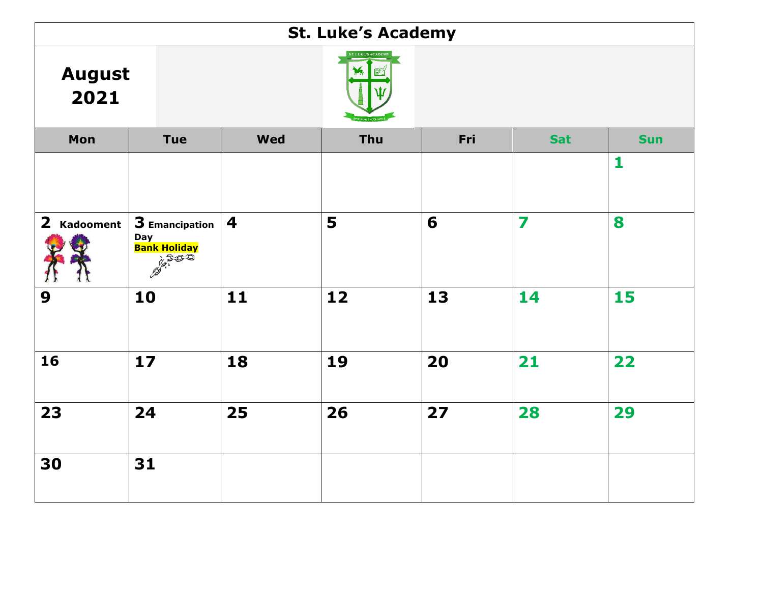# St. Luke's Academy

## August 2021

| Mon | Tue | Wed | Thu | Fri | Sat | Sun |
|---|---|---|---|---|---|---|
| | | | | | | 1 |
| 2 Kadooment | 3 Emancipation Day **Bank Holiday** | 4 | 5 | 6 | 7 | 8 |
| 9 | 10 | 11 | 12 | 13 | 14 | 15 |
| 16 | 17 | 18 | 19 | 20 | 21 | 22 |
| 23 | 24 | 25 | 26 | 27 | 28 | 29 |
| 30 | 31 | | | | | |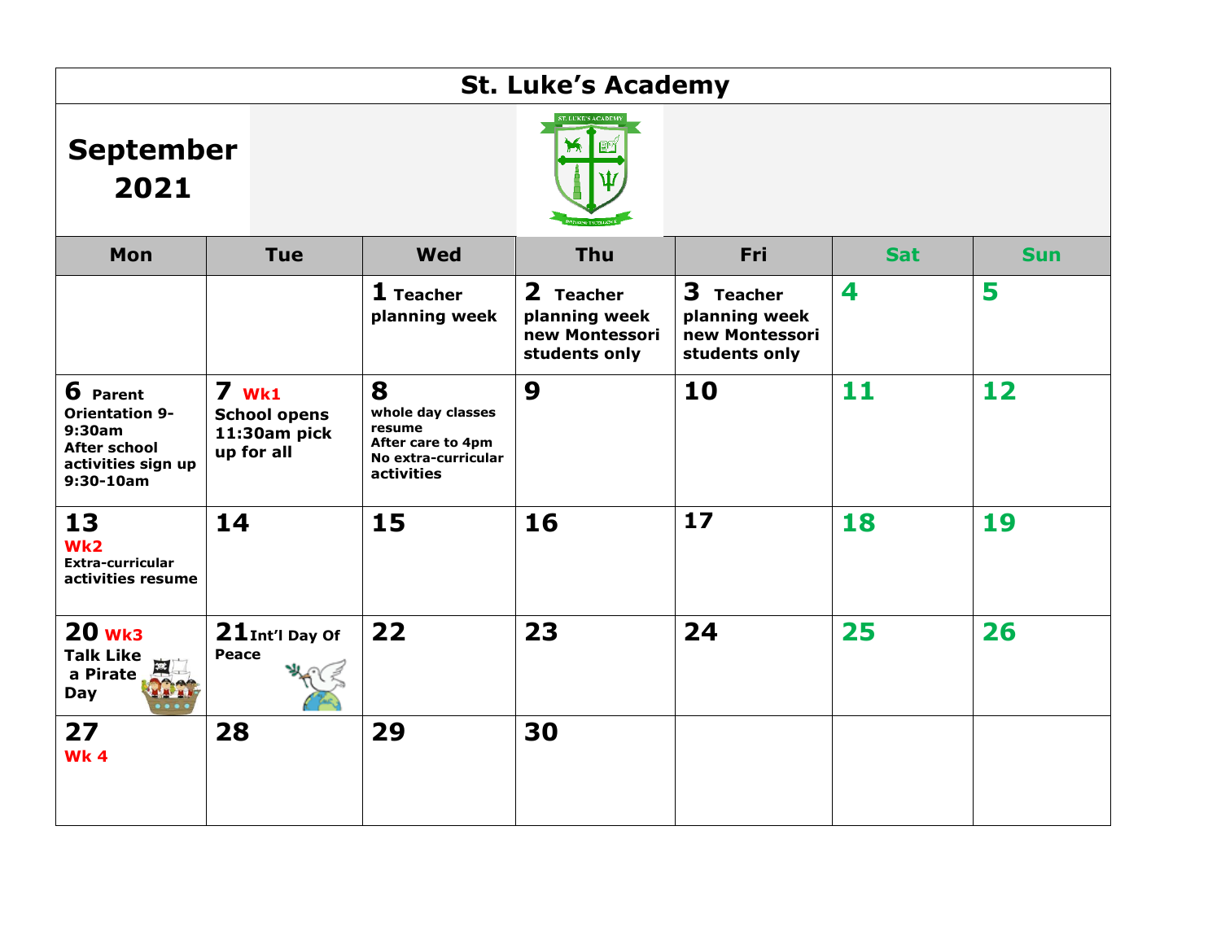# St. Luke's Academy

## September 2021

| Mon | Tue | Wed | Thu | Fri | Sat | Sun |
|---|---|---|---|---|---|---|
| | | **1** Teacher planning week | **2** Teacher planning week new Montessori students only | **3** Teacher planning week new Montessori students only | **4** | **5** |
| **6** Parent Orientation 9-9:30am After school activities sign up 9:30-10am | **7** Wk1 School opens 11:30am pick up for all | **8** whole day classes resume After care to 4pm No extra-curricular activities | **9** | **10** | **11** | **12** |
| **13** Wk2 Extra-curricular activities resume | **14** | **15** | **16** | **17** | **18** | **19** |
| **20** Wk3 Talk Like a Pirate Day | **21** Int'l Day Of Peace | **22** | **23** | **24** | **25** | **26** |
| **27** Wk 4 | **28** | **29** | **30** | | | |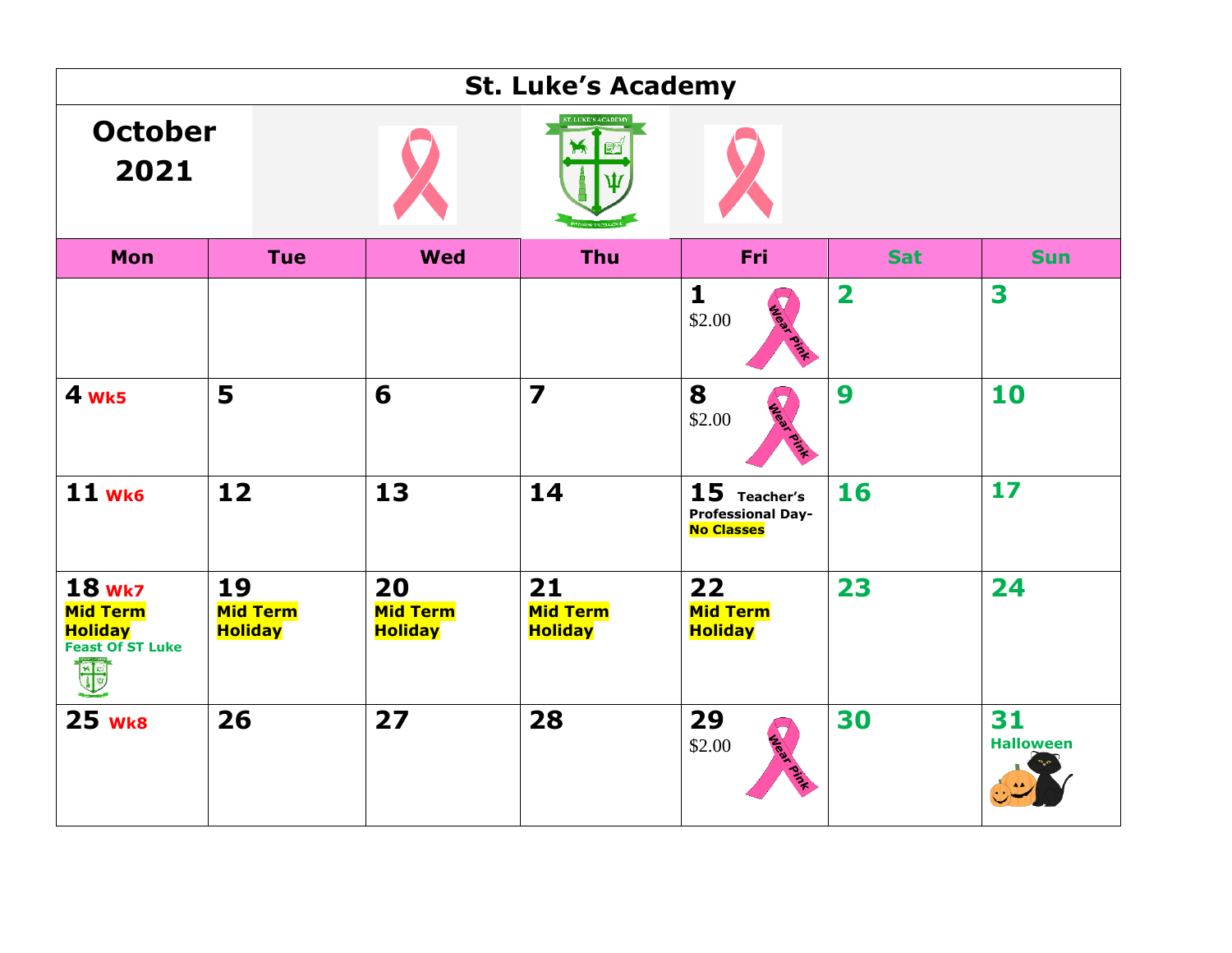# St. Luke's Academy

## October 2021

| Mon | Tue | Wed | Thu | Fri | Sat | Sun |
|---|---|---|---|---|---|---|
| | | | | **1** $2.00 Wear Pink | **2** | **3** |
| **4** Wk5 | **5** | **6** | **7** | **8** $2.00 Wear Pink | **9** | **10** |
| **11** Wk6 | **12** | **13** | **14** | **15** Teacher's Professional Day- No Classes | **16** | **17** |
| **18** Wk7 Mid Term Holiday Feast Of ST Luke | **19** Mid Term Holiday | **20** Mid Term Holiday | **21** Mid Term Holiday | **22** Mid Term Holiday | **23** | **24** |
| **25** Wk8 | **26** | **27** | **28** | **29** $2.00 Wear Pink | **30** | **31** Halloween |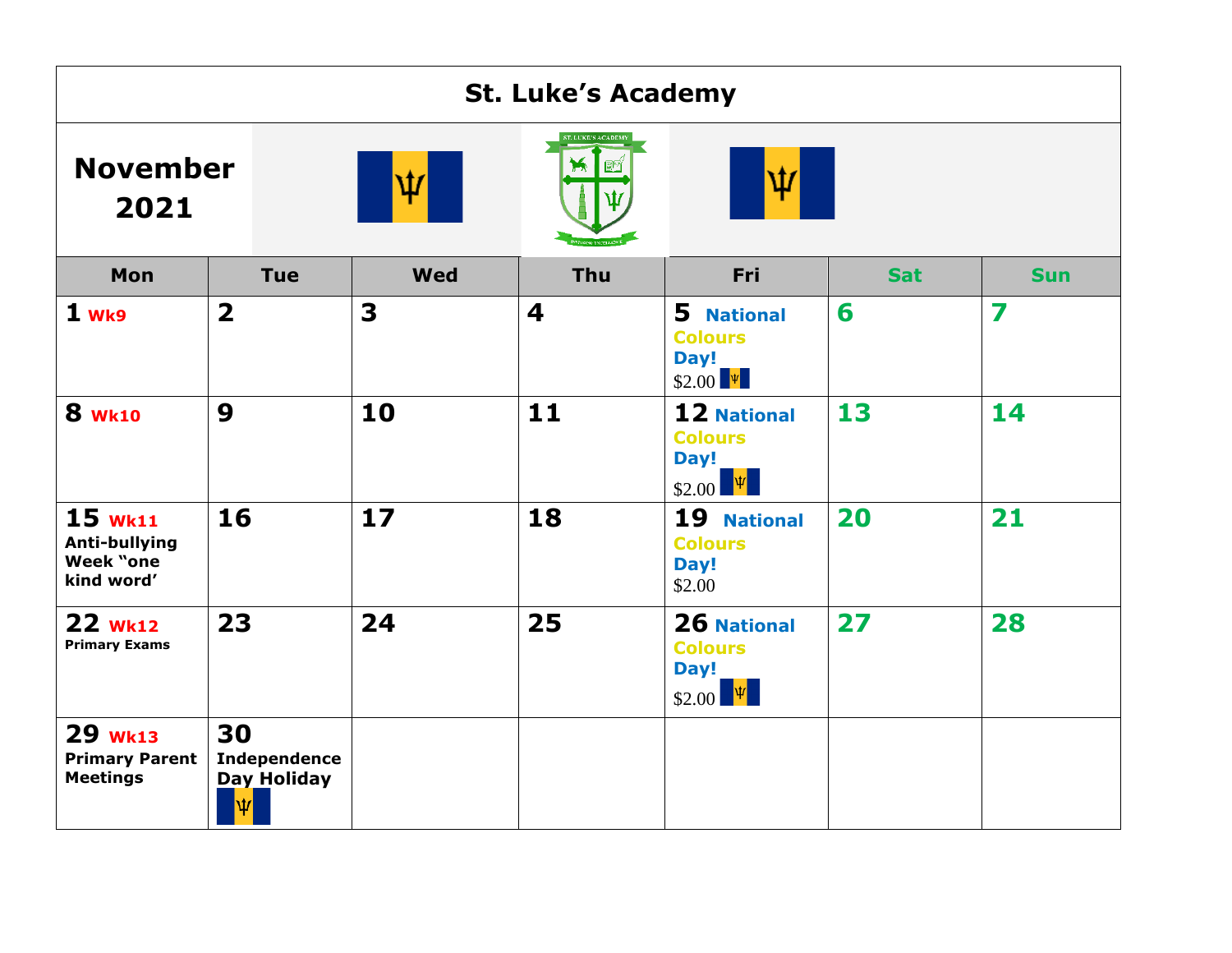# St. Luke's Academy

## November 2021

| Mon | Tue | Wed | Thu | Fri | Sat | Sun |
|---|---|---|---|---|---|---|
| 1 Wk9 | 2 | 3 | 4 | 5 National Colours Day! $2.00 | 6 | 7 |
| 8 Wk10 | 9 | 10 | 11 | 12 National Colours Day! $2.00 | 13 | 14 |
| 15 Wk11 Anti-bullying Week "one kind word' | 16 | 17 | 18 | 19 National Colours Day! $2.00 | 20 | 21 |
| 22 Wk12 Primary Exams | 23 | 24 | 25 | 26 National Colours Day! $2.00 | 27 | 28 |
| 29 Wk13 Primary Parent Meetings | 30 Independence Day Holiday | | | | | |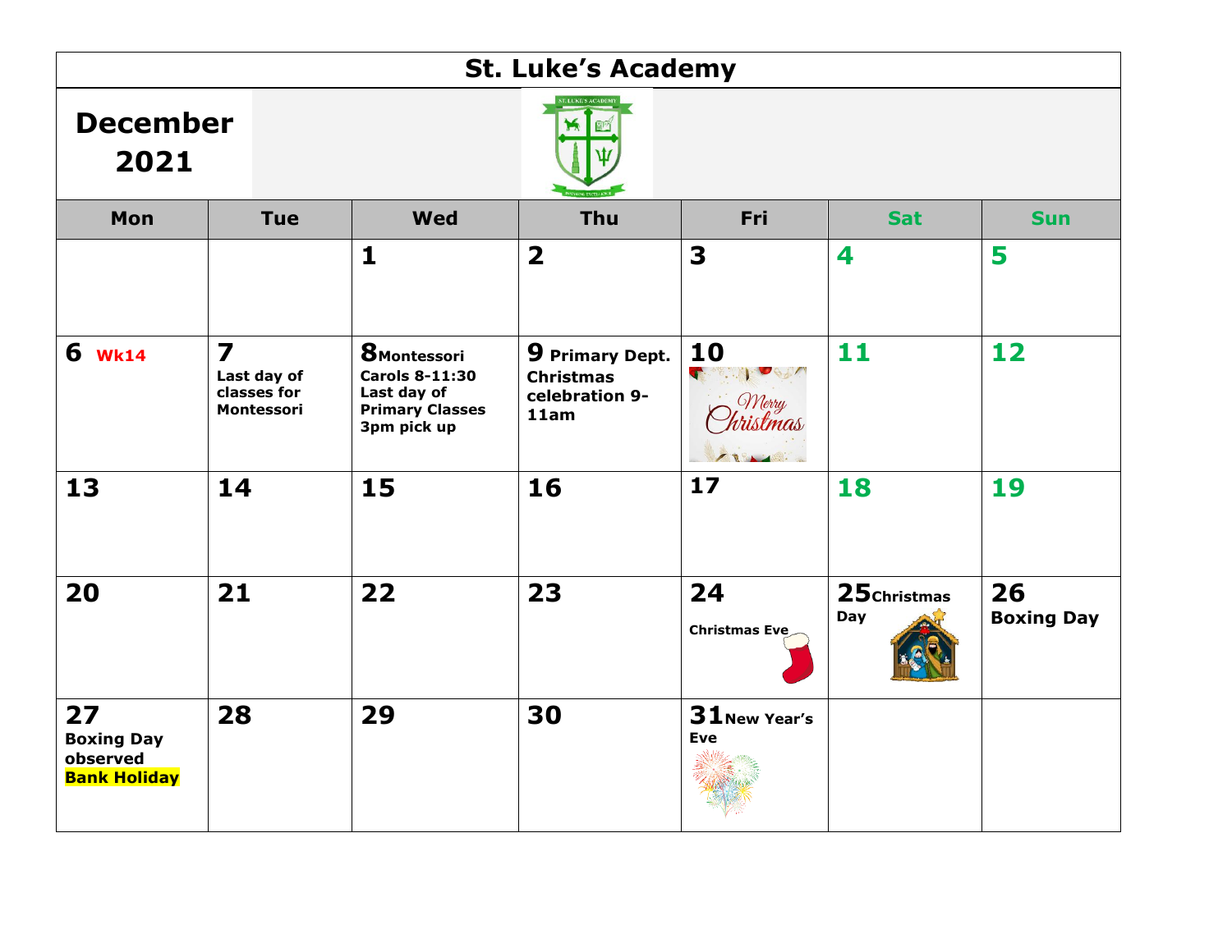# St. Luke's Academy

## December 2021

| Mon | Tue | Wed | Thu | Fri | Sat | Sun |
|---|---|---|---|---|---|---|
| | | 1 | 2 | 3 | 4 | 5 |
| 6 Wk14 | 7 Last day of classes for Montessori | 8 Montessori Carols 8-11:30 Last day of Primary Classes 3pm pick up | 9 Primary Dept. Christmas celebration 9-11am | 10 | 11 | 12 |
| 13 | 14 | 15 | 16 | 17 | 18 | 19 |
| 20 | 21 | 22 | 23 | 24 Christmas Eve | 25 Christmas Day | 26 Boxing Day |
| 27 Boxing Day observed Bank Holiday | 28 | 29 | 30 | 31 New Year's Eve | | |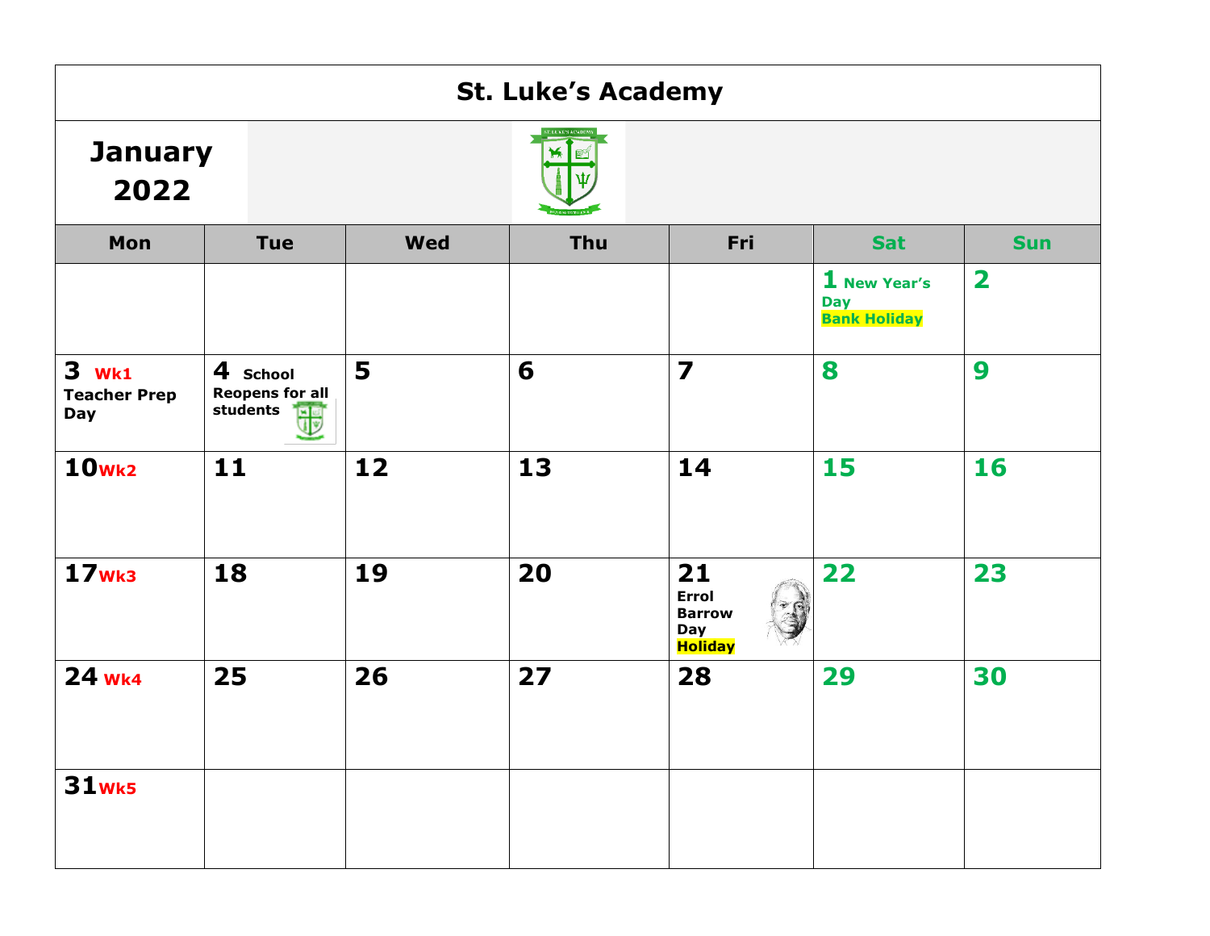# St. Luke's Academy

## January 2022

| Mon | Tue | Wed | Thu | Fri | Sat | Sun |
|---|---|---|---|---|---|---|
| | | | | | 1 New Year's Day Bank Holiday | 2 |
| 3 Wk1 Teacher Prep Day | 4 School Reopens for all students | 5 | 6 | 7 | 8 | 9 |
| 10 Wk2 | 11 | 12 | 13 | 14 | 15 | 16 |
| 17 Wk3 | 18 | 19 | 20 | 21 Errol Barrow Day Holiday | 22 | 23 |
| 24 Wk4 | 25 | 26 | 27 | 28 | 29 | 30 |
| 31 Wk5 | | | | | | |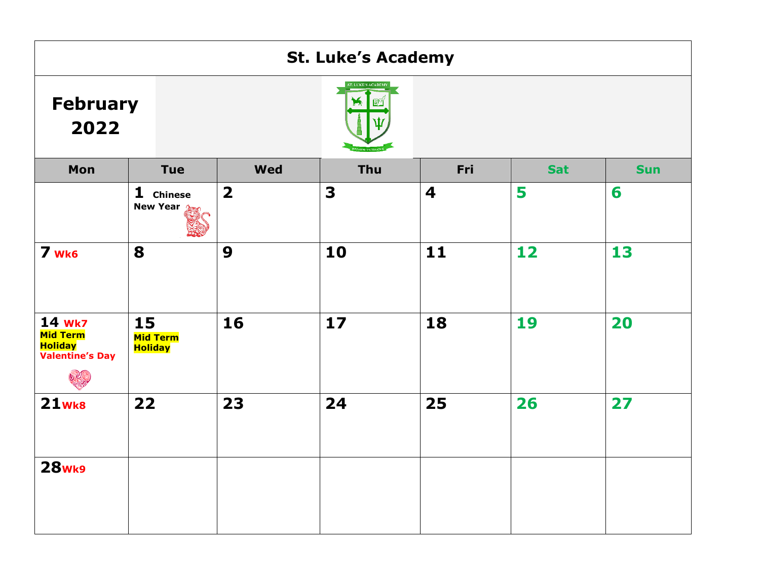# St. Luke's Academy

## February 2022

| Mon | Tue | Wed | Thu | Fri | Sat | Sun |
|---|---|---|---|---|---|---|
| | 1 Chinese New Year | 2 | 3 | 4 | 5 | 6 |
| 7 Wk6 | 8 | 9 | 10 | 11 | 12 | 13 |
| 14 Wk7 Mid Term Holiday Valentine's Day | 15 Mid Term Holiday | 16 | 17 | 18 | 19 | 20 |
| 21 Wk8 | 22 | 23 | 24 | 25 | 26 | 27 |
| 28 Wk9 | | | | | | |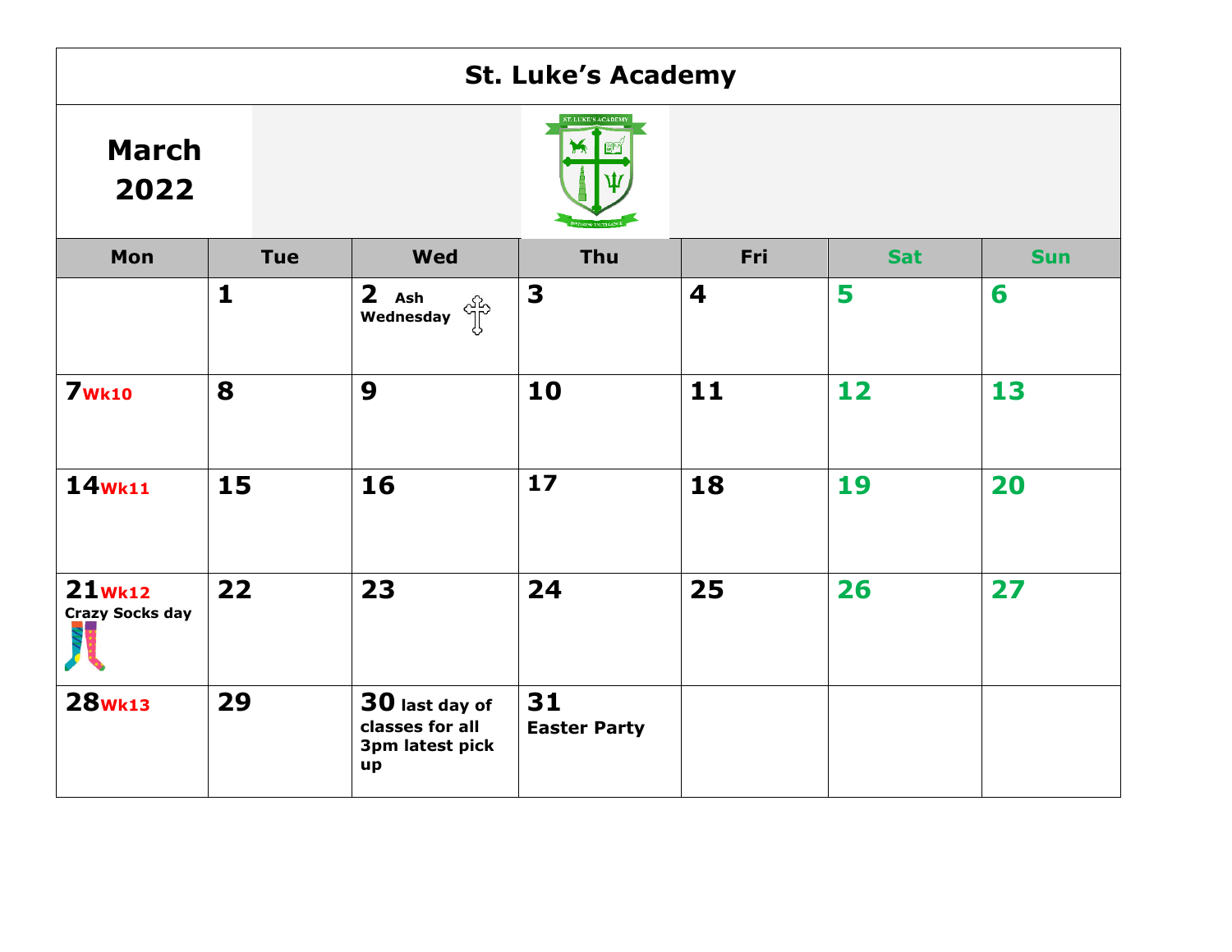# St. Luke's Academy

## March 2022

| Mon | Tue | Wed | Thu | Fri | Sat | Sun |
|---|---|---|---|---|---|---|
| | 1 | 2 Ash Wednesday | 3 | 4 | 5 | 6 |
| 7 Wk10 | 8 | 9 | 10 | 11 | 12 | 13 |
| 14 Wk11 | 15 | 16 | 17 | 18 | 19 | 20 |
| 21 Wk12 Crazy Socks day | 22 | 23 | 24 | 25 | 26 | 27 |
| 28 Wk13 | 29 | 30 last day of classes for all 3pm latest pick up | 31 Easter Party | | | |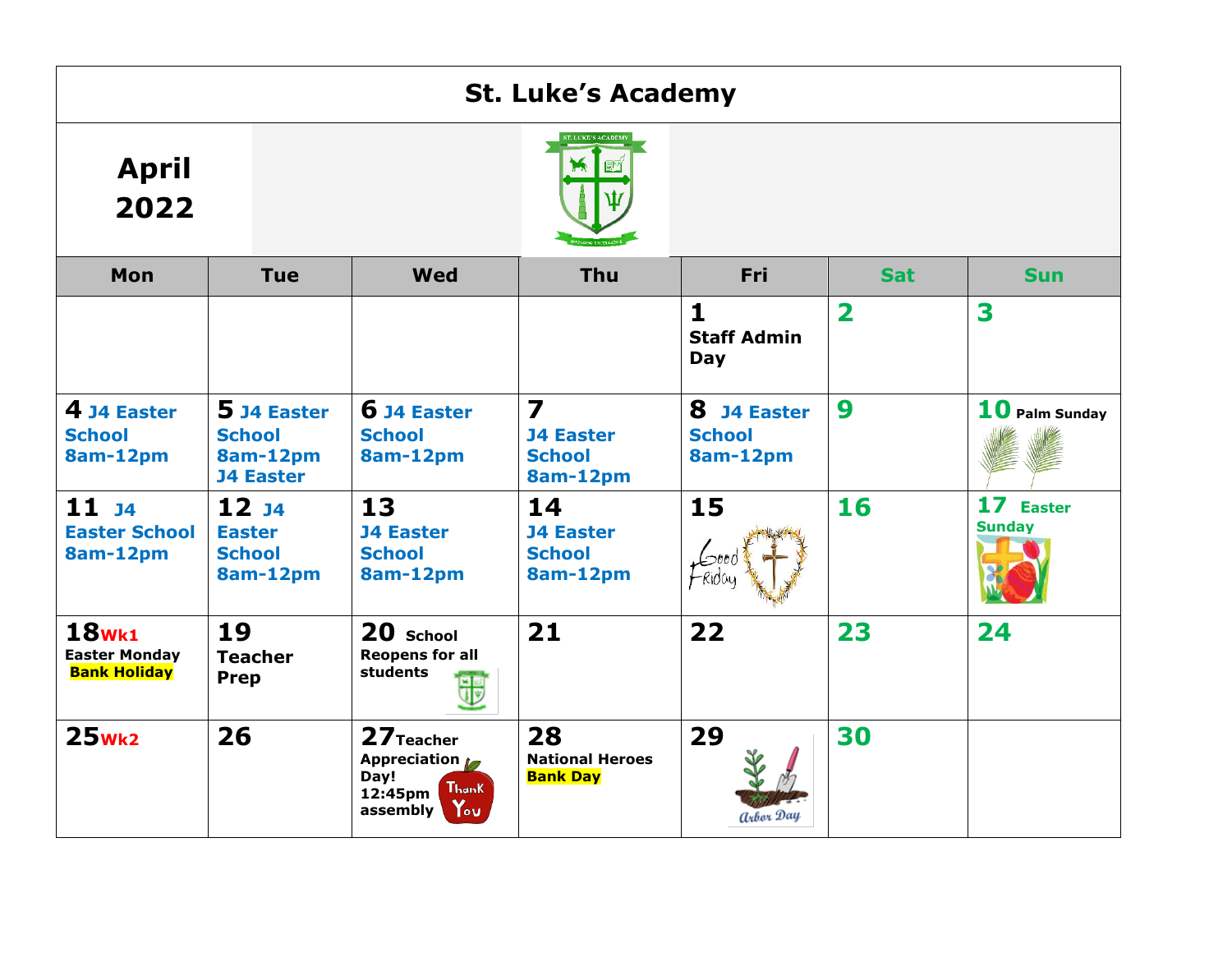# St. Luke's Academy

## April 2022

| Mon | Tue | Wed | Thu | Fri | Sat | Sun |
|---|---|---|---|---|---|---|
| | | | | **1** Staff Admin Day | **2** | **3** |
| **4** J4 Easter School 8am-12pm | **5** J4 Easter School 8am-12pm J4 Easter | **6** J4 Easter School 8am-12pm | **7** J4 Easter School 8am-12pm | **8** J4 Easter School 8am-12pm | **9** | **10** Palm Sunday |
| **11** J4 Easter School 8am-12pm | **12** J4 Easter School 8am-12pm | **13** J4 Easter School 8am-12pm | **14** J4 Easter School 8am-12pm | **15** Good Friday | **16** | **17** Easter Sunday |
| **18** Wk1 Easter Monday Bank Holiday | **19** Teacher Prep | **20** School Reopens for all students | **21** | **22** | **23** | **24** |
| **25** Wk2 | **26** | **27** Teacher Appreciation Day! 12:45pm assembly | **28** National Heroes Bank Day | **29** Arbor Day | **30** | |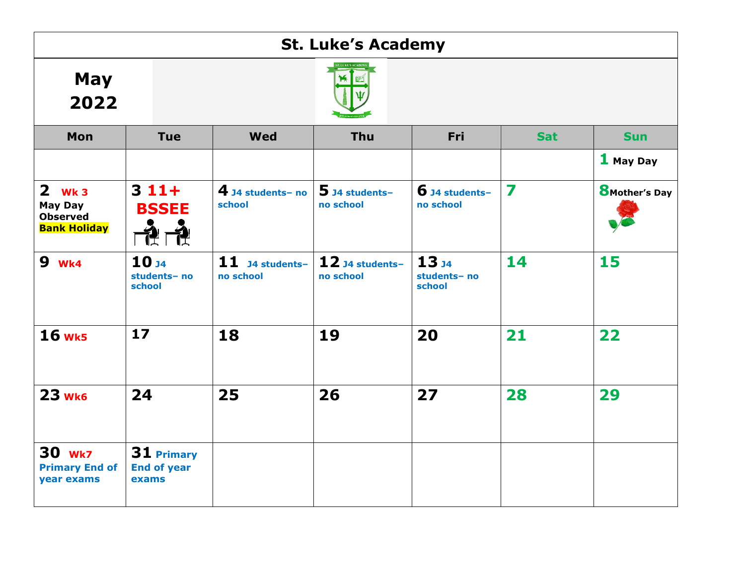# St. Luke's Academy

## May 2022

| Mon | Tue | Wed | Thu | Fri | Sat | Sun |
|---|---|---|---|---|---|---|
| | | | | | | 1 May Day |
| 2 Wk 3 May Day Observed **Bank Holiday** | 3 11+ BSSEE | 4 J4 students– no school | 5 J4 students– no school | 6 J4 students– no school | 7 | 8 Mother's Day |
| 9 Wk4 | 10 J4 students– no school | 11 J4 students– no school | 12 J4 students– no school | 13 J4 students– no school | 14 | 15 |
| 16 Wk5 | 17 | 18 | 19 | 20 | 21 | 22 |
| 23 Wk6 | 24 | 25 | 26 | 27 | 28 | 29 |
| 30 Wk7 Primary End of year exams | 31 Primary End of year exams | | | | | |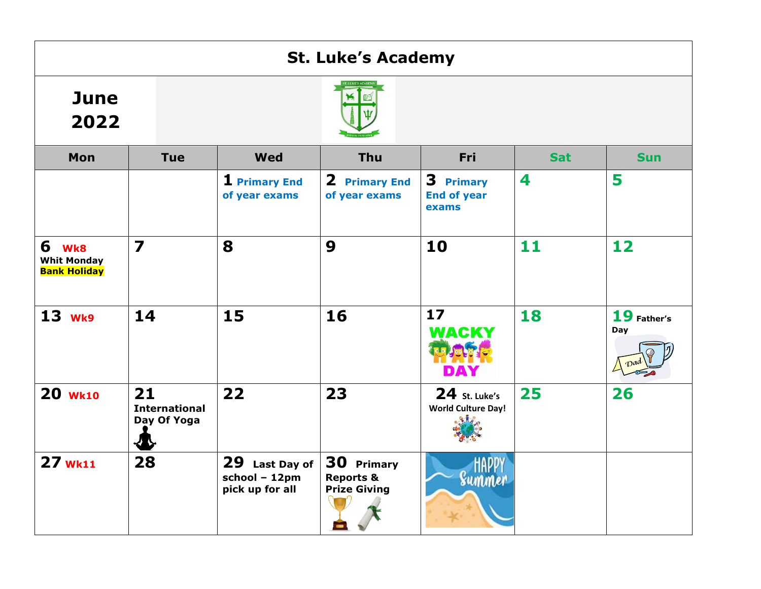# St. Luke's Academy

## June 2022

| Mon | Tue | Wed | Thu | Fri | Sat | Sun |
|---|---|---|---|---|---|---|
| | | **1** Primary End of year exams | **2** Primary End of year exams | **3** Primary End of year exams | **4** | **5** |
| **6** Wk8 Whit Monday Bank Holiday | **7** | **8** | **9** | **10** | **11** | **12** |
| **13** Wk9 | **14** | **15** | **16** | **17** WACKY HAIR DAY | **18** | **19** Father's Day |
| **20** Wk10 | **21** International Day Of Yoga | **22** | **23** | **24** St. Luke's World Culture Day! | **25** | **26** |
| **27** Wk11 | **28** | **29** Last Day of school – 12pm pick up for all | **30** Primary Reports & Prize Giving | HAPPY Summer | | |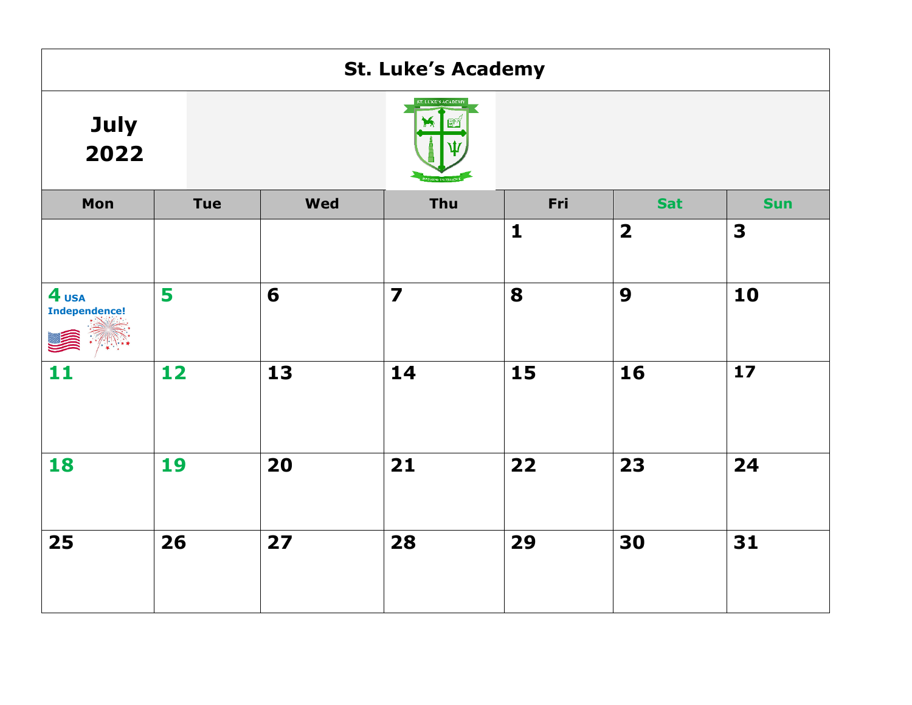# St. Luke's Academy

**July 2022**

| Mon | Tue | Wed | Thu | Fri | Sat | Sun |
|---|---|---|---|---|---|---|
| | | | | 1 | 2 | 3 |
| 4 USA Independence! | 5 | 6 | 7 | 8 | 9 | 10 |
| 11 | 12 | 13 | 14 | 15 | 16 | 17 |
| 18 | 19 | 20 | 21 | 22 | 23 | 24 |
| 25 | 26 | 27 | 28 | 29 | 30 | 31 |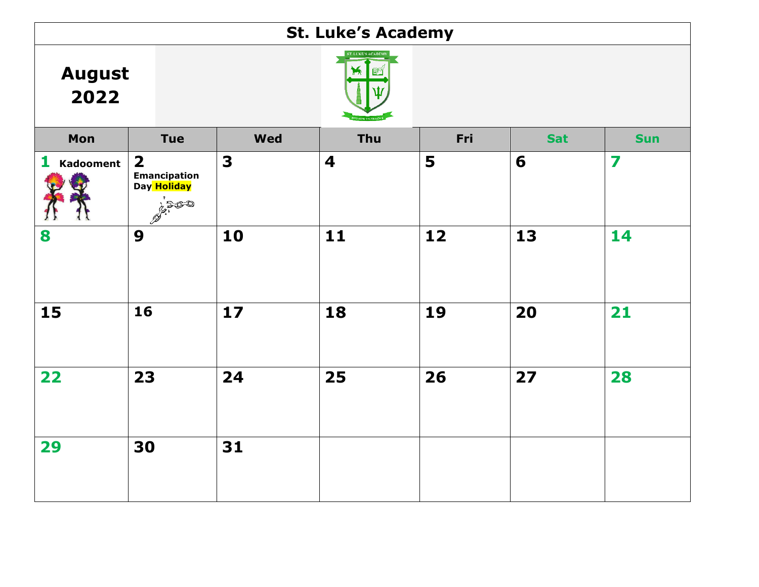# St. Luke's Academy

## August 2022

| Mon | Tue | Wed | Thu | Fri | Sat | Sun |
|---|---|---|---|---|---|---|
| 1 Kadooment | 2 Emancipation Day Holiday | 3 | 4 | 5 | 6 | 7 |
| 8 | 9 | 10 | 11 | 12 | 13 | 14 |
| 15 | 16 | 17 | 18 | 19 | 20 | 21 |
| 22 | 23 | 24 | 25 | 26 | 27 | 28 |
| 29 | 30 | 31 | | | | |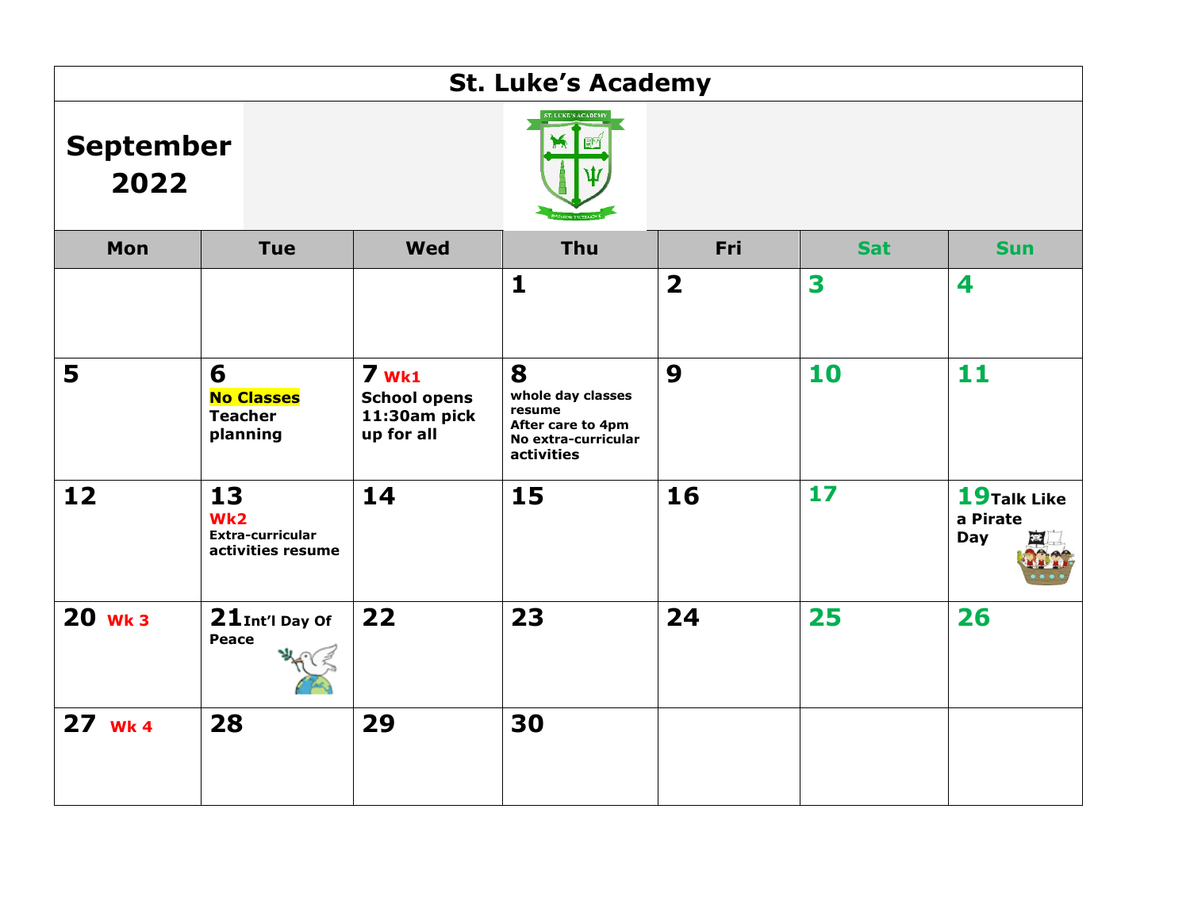# St. Luke's Academy

## September 2022

| Mon | Tue | Wed | Thu | Fri | Sat | Sun |
|---|---|---|---|---|---|---|
| | | | 1 | 2 | 3 | 4 |
| 5 | 6 **No Classes** Teacher planning | 7 **Wk1** School opens 11:30am pick up for all | 8 whole day classes resume After care to 4pm No extra-curricular activities | 9 | 10 | 11 |
| 12 | 13 **Wk2** Extra-curricular activities resume | 14 | 15 | 16 | 17 | 19 Talk Like a Pirate Day |
| 20 **Wk 3** | 21 Int'l Day Of Peace | 22 | 23 | 24 | 25 | 26 |
| 27 **Wk 4** | 28 | 29 | 30 | | | |